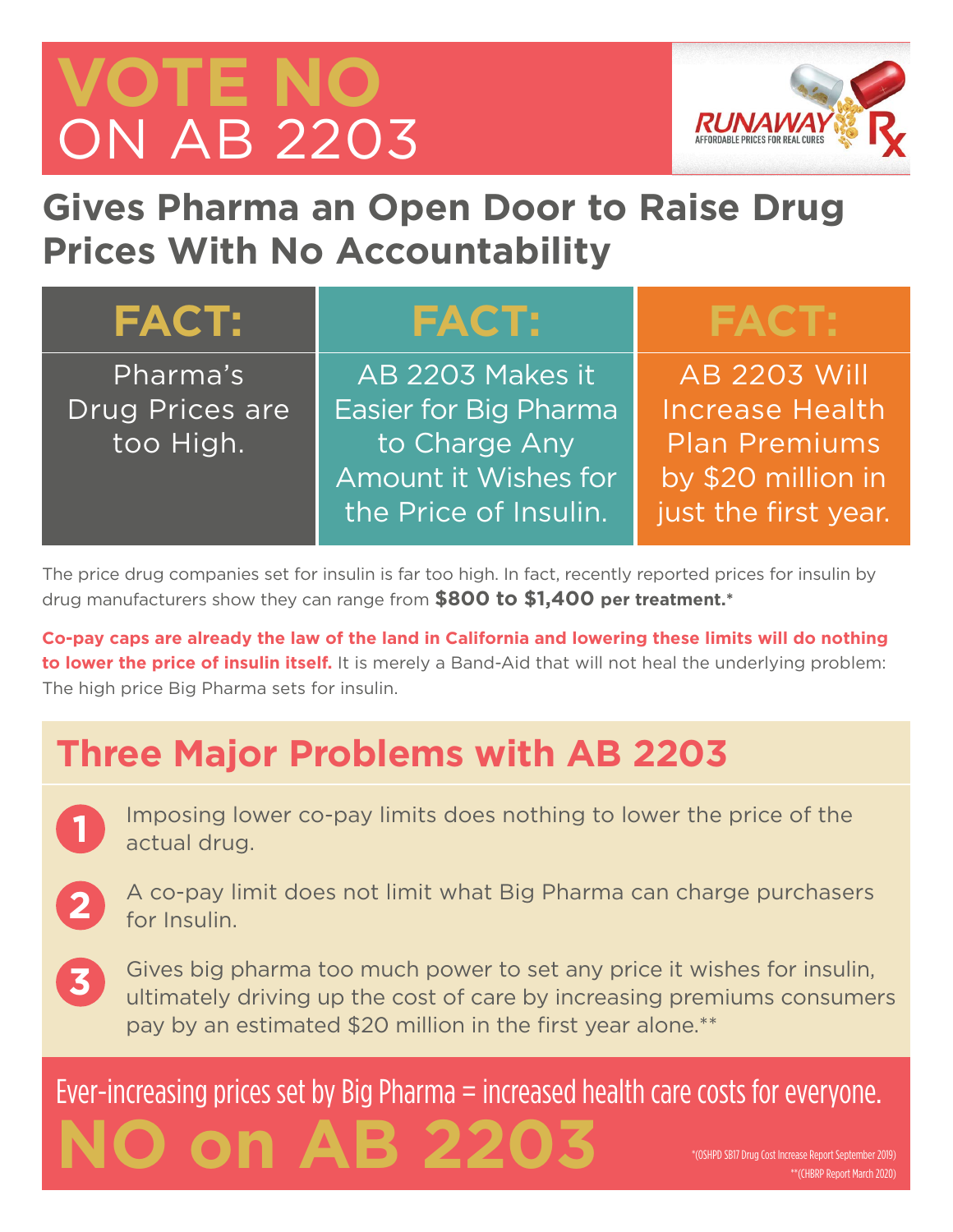# VOTE NO ON AB 2203

RUNAWAY Rx
AFFORDABLE PRICES FOR REAL CURES

## Gives Pharma an Open Door to Raise Drug Prices With No Accountability

| FACT: | FACT: | FACT: |
|---|---|---|
| Pharma's Drug Prices are too High. | AB 2203 Makes it Easier for Big Pharma to Charge Any Amount it Wishes for the Price of Insulin. | AB 2203 Will Increase Health Plan Premiums by $20 million in just the first year. |

The price drug companies set for insulin is far too high. In fact, recently reported prices for insulin by drug manufacturers show they can range from **$800 to $1,400 per treatment.***

**Co-pay caps are already the law of the land in California and lowering these limits will do nothing to lower the price of insulin itself.** It is merely a Band-Aid that will not heal the underlying problem: The high price Big Pharma sets for insulin.

## Three Major Problems with AB 2203

1. Imposing lower co-pay limits does nothing to lower the price of the actual drug.
2. A co-pay limit does not limit what Big Pharma can charge purchasers for Insulin.
3. Gives big pharma too much power to set any price it wishes for insulin, ultimately driving up the cost of care by increasing premiums consumers pay by an estimated $20 million in the first year alone.**

Ever-increasing prices set by Big Pharma = increased health care costs for everyone.

# NO on AB 2203

*(OSHPD SB17 Drug Cost Increase Report September 2019)
**(CHBRP Report March 2020)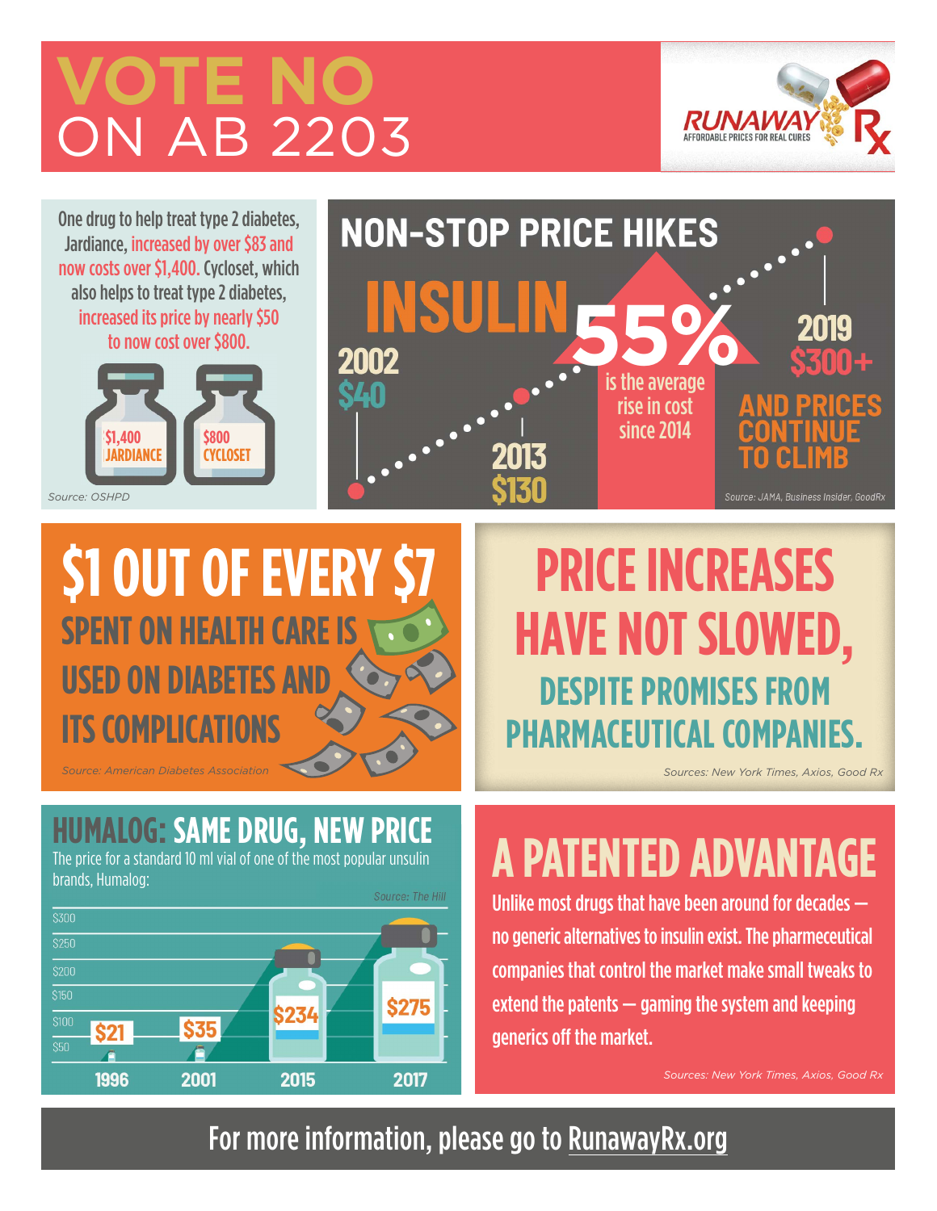# VOTE NO ON AB 2203

RUNAWAY Rx
AFFORDABLE PRICES FOR REAL CURES

One drug to help treat type 2 diabetes, Jardiance, increased by over $83 and now costs over $1,400. Cycloset, which also helps to treat type 2 diabetes, increased its price by nearly $50 to now cost over $800.

$1,400 JARDIANCE

$800 CYCLOSET

*Source: OSHPD*

## NON-STOP PRICE HIKES

INSULIN

2002
$40

2013
$130

55% is the average rise in cost since 2014

2019
$300+

AND PRICES CONTINUE TO CLIMB

*Source: JAMA, Business Insider, GoodRx*

## $1 OUT OF EVERY $7

SPENT ON HEALTH CARE IS USED ON DIABETES AND ITS COMPLICATIONS

*Source: American Diabetes Association*

## PRICE INCREASES HAVE NOT SLOWED,

DESPITE PROMISES FROM PHARMACEUTICAL COMPANIES.

*Sources: New York Times, Axios, Good Rx*

## HUMALOG: SAME DRUG, NEW PRICE

The price for a standard 10 ml vial of one of the most popular unsulin brands, Humalog:

*Source: The Hill*

$300
$250
$200
$150
$100
$50

$21
$35
$234
$275

1996
2001
2015
2017

## A PATENTED ADVANTAGE

Unlike most drugs that have been around for decades — no generic alternatives to insulin exist. The pharmaceutical companies that control the market make small tweaks to extend the patents — gaming the system and keeping generics off the market.

*Sources: New York Times, Axios, Good Rx*

For more information, please go to RunawayRx.org